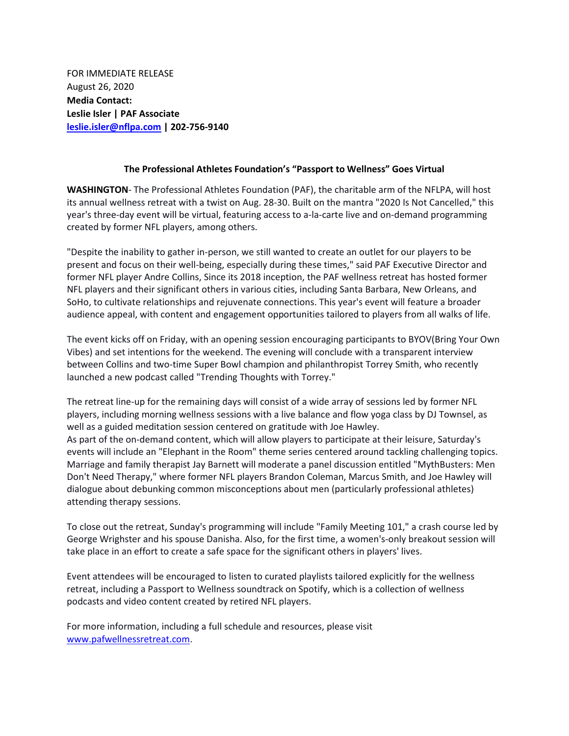FOR IMMEDIATE RELEASE
August 26, 2020
**Media Contact:**
**Leslie Isler | PAF Associate**
**[leslie.isler@nflpa.com](mailto:leslie.isler@nflpa.com) | 202-756-9140**

**The Professional Athletes Foundation's "Passport to Wellness" Goes Virtual**

**WASHINGTON**- The Professional Athletes Foundation (PAF), the charitable arm of the NFLPA, will host its annual wellness retreat with a twist on Aug. 28-30. Built on the mantra "2020 Is Not Cancelled," this year's three-day event will be virtual, featuring access to a-la-carte live and on-demand programming created by former NFL players, among others.

"Despite the inability to gather in-person, we still wanted to create an outlet for our players to be present and focus on their well-being, especially during these times," said PAF Executive Director and former NFL player Andre Collins, Since its 2018 inception, the PAF wellness retreat has hosted former NFL players and their significant others in various cities, including Santa Barbara, New Orleans, and SoHo, to cultivate relationships and rejuvenate connections. This year's event will feature a broader audience appeal, with content and engagement opportunities tailored to players from all walks of life.

The event kicks off on Friday, with an opening session encouraging participants to BYOV(Bring Your Own Vibes) and set intentions for the weekend. The evening will conclude with a transparent interview between Collins and two-time Super Bowl champion and philanthropist Torrey Smith, who recently launched a new podcast called "Trending Thoughts with Torrey."

The retreat line-up for the remaining days will consist of a wide array of sessions led by former NFL players, including morning wellness sessions with a live balance and flow yoga class by DJ Townsel, as well as a guided meditation session centered on gratitude with Joe Hawley.
As part of the on-demand content, which will allow players to participate at their leisure, Saturday's events will include an "Elephant in the Room" theme series centered around tackling challenging topics. Marriage and family therapist Jay Barnett will moderate a panel discussion entitled "MythBusters: Men Don't Need Therapy," where former NFL players Brandon Coleman, Marcus Smith, and Joe Hawley will dialogue about debunking common misconceptions about men (particularly professional athletes) attending therapy sessions.

To close out the retreat, Sunday's programming will include "Family Meeting 101," a crash course led by George Wrighster and his spouse Danisha. Also, for the first time, a women's-only breakout session will take place in an effort to create a safe space for the significant others in players' lives.

Event attendees will be encouraged to listen to curated playlists tailored explicitly for the wellness retreat, including a Passport to Wellness soundtrack on Spotify, which is a collection of wellness podcasts and video content created by retired NFL players.

For more information, including a full schedule and resources, please visit [www.pafwellnessretreat.com](http://www.pafwellnessretreat.com).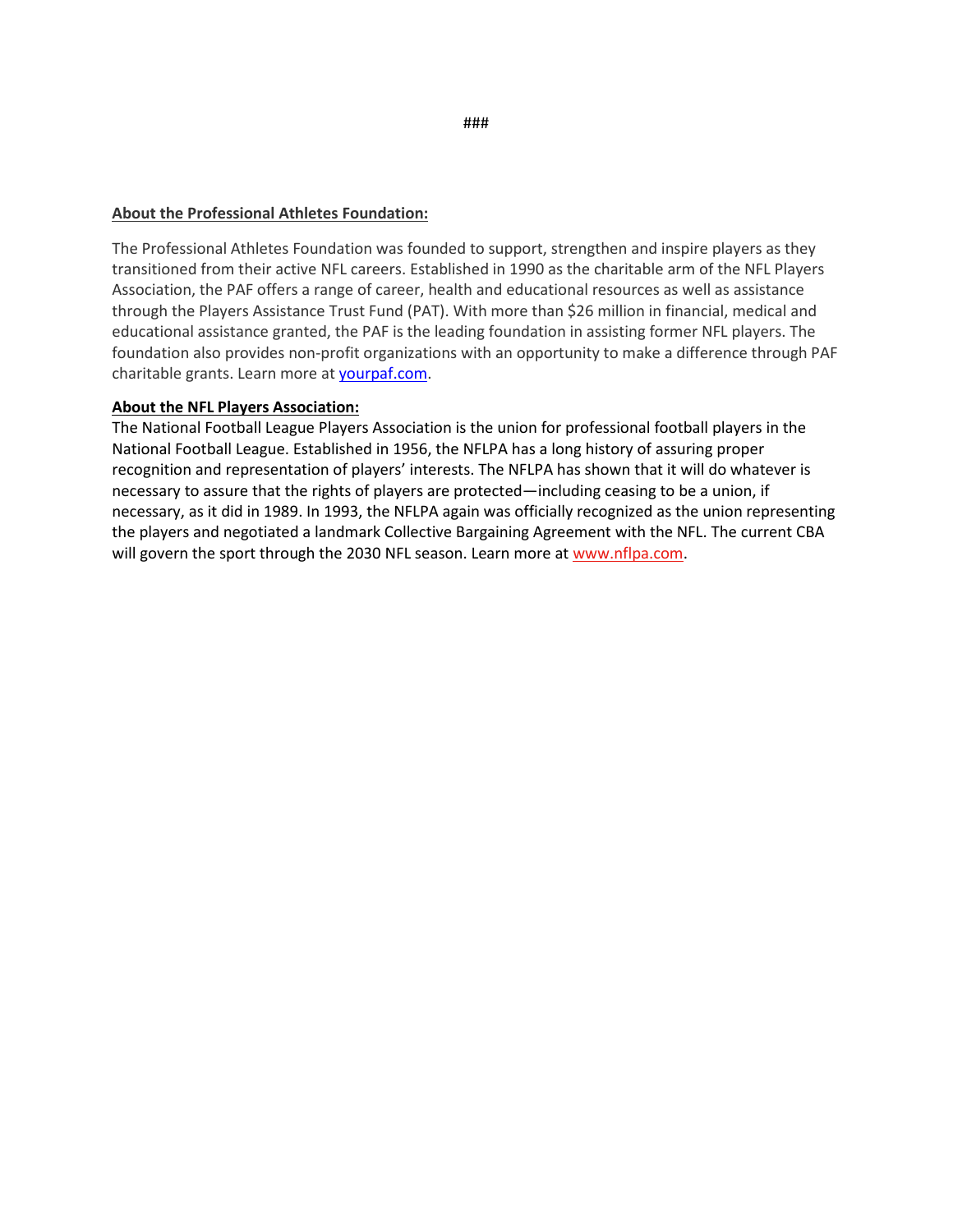###

**About the Professional Athletes Foundation:**

The Professional Athletes Foundation was founded to support, strengthen and inspire players as they transitioned from their active NFL careers. Established in 1990 as the charitable arm of the NFL Players Association, the PAF offers a range of career, health and educational resources as well as assistance through the Players Assistance Trust Fund (PAT). With more than $26 million in financial, medical and educational assistance granted, the PAF is the leading foundation in assisting former NFL players. The foundation also provides non-profit organizations with an opportunity to make a difference through PAF charitable grants. Learn more at yourpaf.com.

**About the NFL Players Association:**

The National Football League Players Association is the union for professional football players in the National Football League. Established in 1956, the NFLPA has a long history of assuring proper recognition and representation of players' interests. The NFLPA has shown that it will do whatever is necessary to assure that the rights of players are protected—including ceasing to be a union, if necessary, as it did in 1989. In 1993, the NFLPA again was officially recognized as the union representing the players and negotiated a landmark Collective Bargaining Agreement with the NFL. The current CBA will govern the sport through the 2030 NFL season. Learn more at www.nflpa.com.